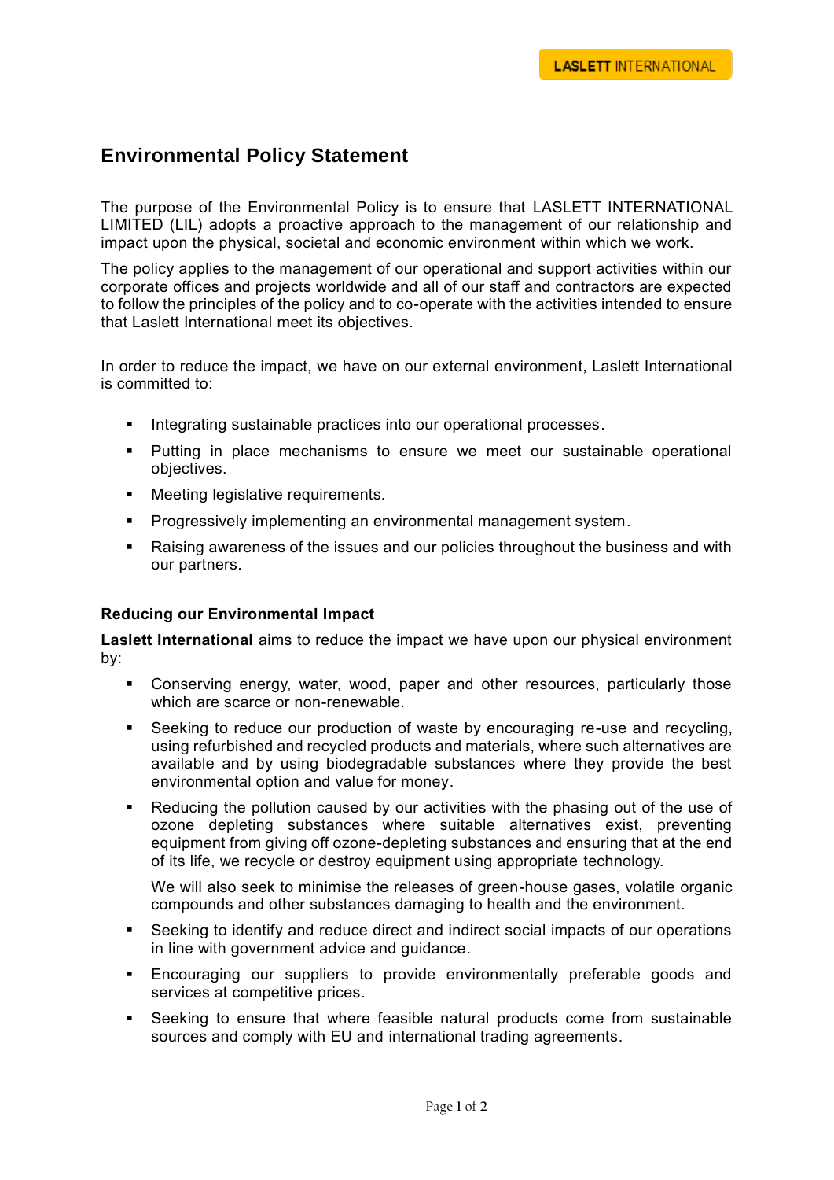# Environmental Policy Statement

The purpose of the Environmental Policy is to ensure that LASLETT INTERNATIONAL LIMITED (LIL) adopts a proactive approach to the management of our relationship and impact upon the physical, societal and economic environment within which we work.

The policy applies to the management of our operational and support activities within our corporate offices and projects worldwide and all of our staff and contractors are expected to follow the principles of the policy and to co-operate with the activities intended to ensure that Laslett International meet its objectives.

In order to reduce the impact, we have on our external environment, Laslett International is committed to:

- Integrating sustainable practices into our operational processes.
- Putting in place mechanisms to ensure we meet our sustainable operational objectives.
- Meeting legislative requirements.
- Progressively implementing an environmental management system.
- Raising awareness of the issues and our policies throughout the business and with our partners.

### Reducing our Environmental Impact

**Laslett International** aims to reduce the impact we have upon our physical environment by:

- Conserving energy, water, wood, paper and other resources, particularly those which are scarce or non-renewable.
- Seeking to reduce our production of waste by encouraging re-use and recycling, using refurbished and recycled products and materials, where such alternatives are available and by using biodegradable substances where they provide the best environmental option and value for money.
- Reducing the pollution caused by our activities with the phasing out of the use of ozone depleting substances where suitable alternatives exist, preventing equipment from giving off ozone-depleting substances and ensuring that at the end of its life, we recycle or destroy equipment using appropriate technology.

  We will also seek to minimise the releases of green-house gases, volatile organic compounds and other substances damaging to health and the environment.
- Seeking to identify and reduce direct and indirect social impacts of our operations in line with government advice and guidance.
- Encouraging our suppliers to provide environmentally preferable goods and services at competitive prices.
- Seeking to ensure that where feasible natural products come from sustainable sources and comply with EU and international trading agreements.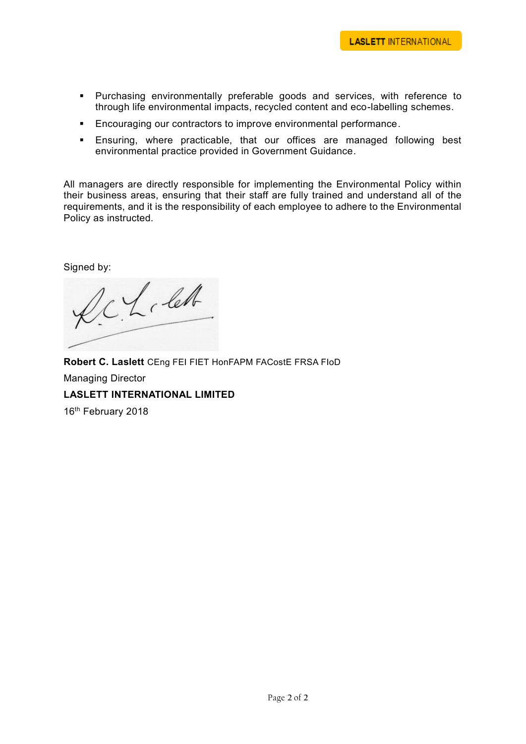- Purchasing environmentally preferable goods and services, with reference to through life environmental impacts, recycled content and eco-labelling schemes.
- Encouraging our contractors to improve environmental performance.
- Ensuring, where practicable, that our offices are managed following best environmental practice provided in Government Guidance.

All managers are directly responsible for implementing the Environmental Policy within their business areas, ensuring that their staff are fully trained and understand all of the requirements, and it is the responsibility of each employee to adhere to the Environmental Policy as instructed.

Signed by:

**Robert C. Laslett** CEng FEI FIET HonFAPM FACostE FRSA FIoD

Managing Director

**LASLETT INTERNATIONAL LIMITED**

16th February 2018